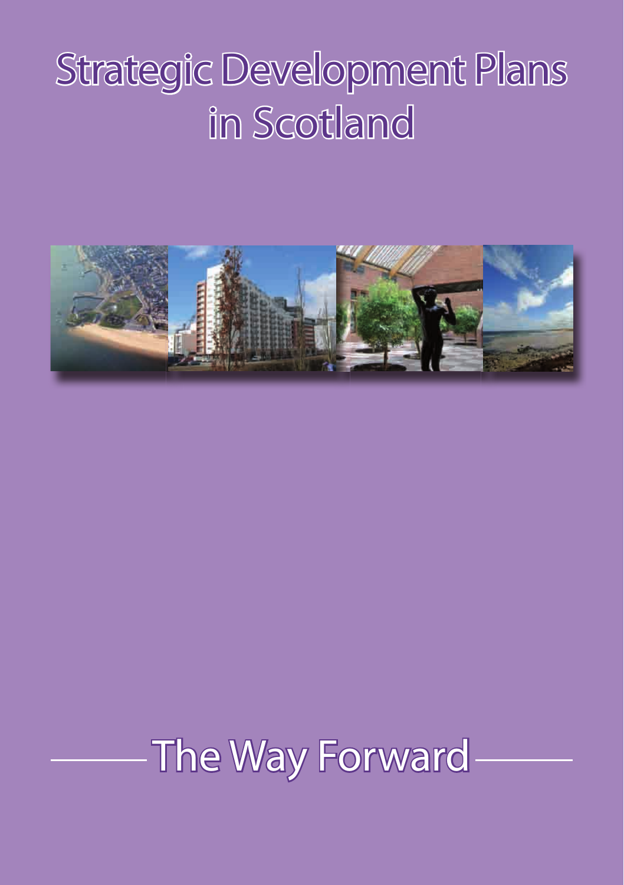# Strategic Development Plans in Scotland

## The Way Forward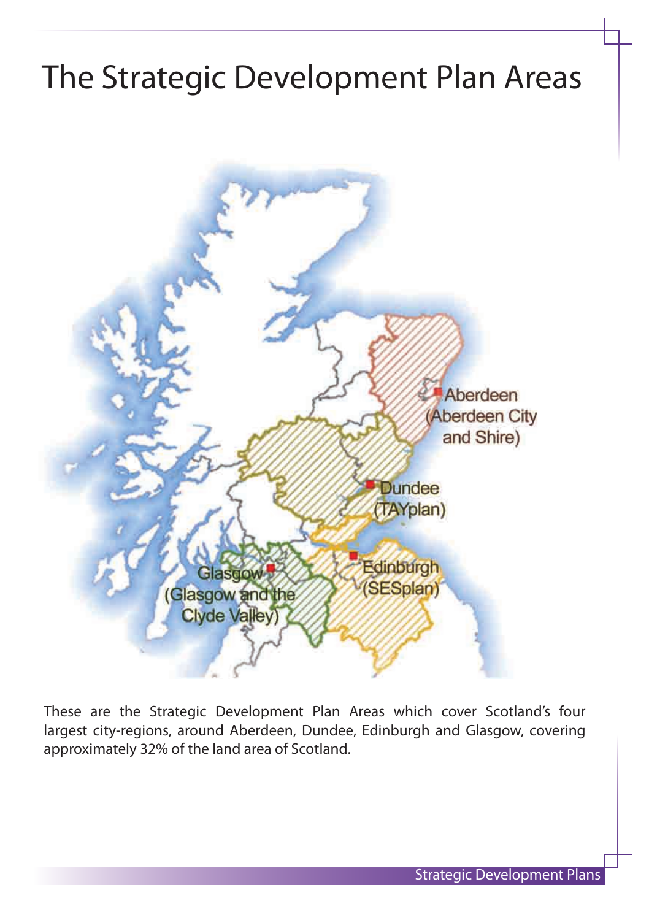# The Strategic Development Plan Areas

Aberdeen (Aberdeen City and Shire)

Dundee (TAYplan)

Edinburgh (SESplan)

Glasgow (Glasgow and the Clyde Valley)

These are the Strategic Development Plan Areas which cover Scotland's four largest city-regions, around Aberdeen, Dundee, Edinburgh and Glasgow, covering approximately 32% of the land area of Scotland.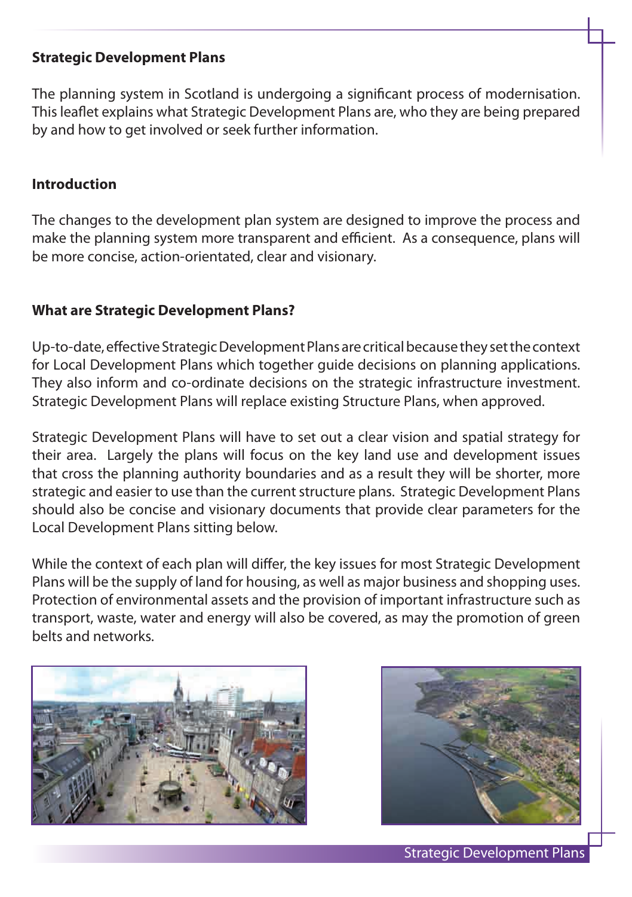## Strategic Development Plans

The planning system in Scotland is undergoing a significant process of modernisation. This leaflet explains what Strategic Development Plans are, who they are being prepared by and how to get involved or seek further information.

## Introduction

The changes to the development plan system are designed to improve the process and make the planning system more transparent and efficient. As a consequence, plans will be more concise, action-orientated, clear and visionary.

## What are Strategic Development Plans?

Up-to-date, effective Strategic Development Plans are critical because they set the context for Local Development Plans which together guide decisions on planning applications. They also inform and co-ordinate decisions on the strategic infrastructure investment. Strategic Development Plans will replace existing Structure Plans, when approved.

Strategic Development Plans will have to set out a clear vision and spatial strategy for their area. Largely the plans will focus on the key land use and development issues that cross the planning authority boundaries and as a result they will be shorter, more strategic and easier to use than the current structure plans. Strategic Development Plans should also be concise and visionary documents that provide clear parameters for the Local Development Plans sitting below.

While the context of each plan will differ, the key issues for most Strategic Development Plans will be the supply of land for housing, as well as major business and shopping uses. Protection of environmental assets and the provision of important infrastructure such as transport, waste, water and energy will also be covered, as may the promotion of green belts and networks.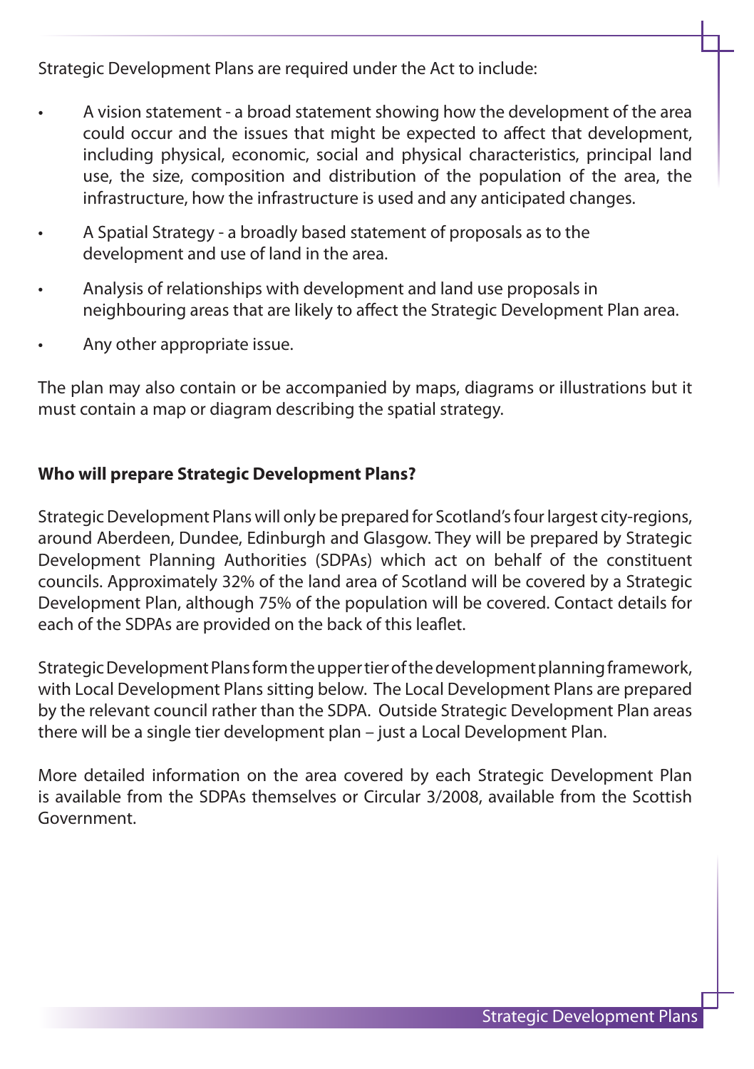Strategic Development Plans are required under the Act to include:

- A vision statement - a broad statement showing how the development of the area could occur and the issues that might be expected to affect that development, including physical, economic, social and physical characteristics, principal land use, the size, composition and distribution of the population of the area, the infrastructure, how the infrastructure is used and any anticipated changes.
- A Spatial Strategy - a broadly based statement of proposals as to the development and use of land in the area.
- Analysis of relationships with development and land use proposals in neighbouring areas that are likely to affect the Strategic Development Plan area.
- Any other appropriate issue.

The plan may also contain or be accompanied by maps, diagrams or illustrations but it must contain a map or diagram describing the spatial strategy.

**Who will prepare Strategic Development Plans?**

Strategic Development Plans will only be prepared for Scotland's four largest city-regions, around Aberdeen, Dundee, Edinburgh and Glasgow. They will be prepared by Strategic Development Planning Authorities (SDPAs) which act on behalf of the constituent councils. Approximately 32% of the land area of Scotland will be covered by a Strategic Development Plan, although 75% of the population will be covered. Contact details for each of the SDPAs are provided on the back of this leaflet.

Strategic Development Plans form the upper tier of the development planning framework, with Local Development Plans sitting below. The Local Development Plans are prepared by the relevant council rather than the SDPA. Outside Strategic Development Plan areas there will be a single tier development plan – just a Local Development Plan.

More detailed information on the area covered by each Strategic Development Plan is available from the SDPAs themselves or Circular 3/2008, available from the Scottish Government.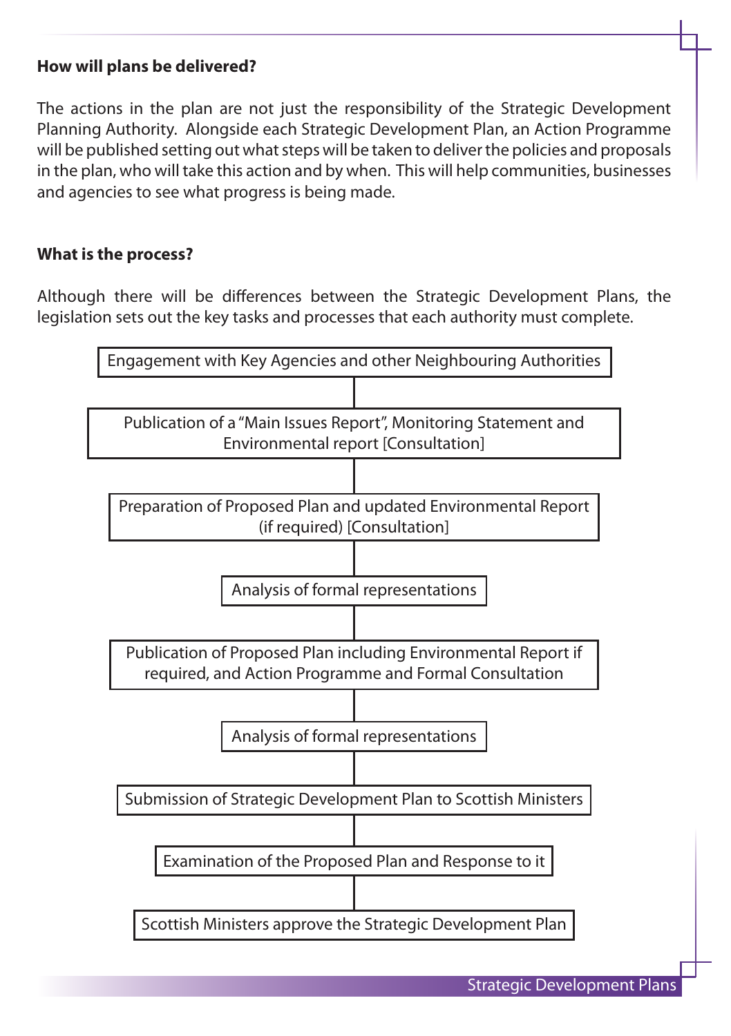**How will plans be delivered?**

The actions in the plan are not just the responsibility of the Strategic Development Planning Authority. Alongside each Strategic Development Plan, an Action Programme will be published setting out what steps will be taken to deliver the policies and proposals in the plan, who will take this action and by when. This will help communities, businesses and agencies to see what progress is being made.

**What is the process?**

Although there will be differences between the Strategic Development Plans, the legislation sets out the key tasks and processes that each authority must complete.

- Engagement with Key Agencies and other Neighbouring Authorities
- Publication of a "Main Issues Report", Monitoring Statement and Environmental report [Consultation]
- Preparation of Proposed Plan and updated Environmental Report (if required) [Consultation]
- Analysis of formal representations
- Publication of Proposed Plan including Environmental Report if required, and Action Programme and Formal Consultation
- Analysis of formal representations
- Submission of Strategic Development Plan to Scottish Ministers
- Examination of the Proposed Plan and Response to it
- Scottish Ministers approve the Strategic Development Plan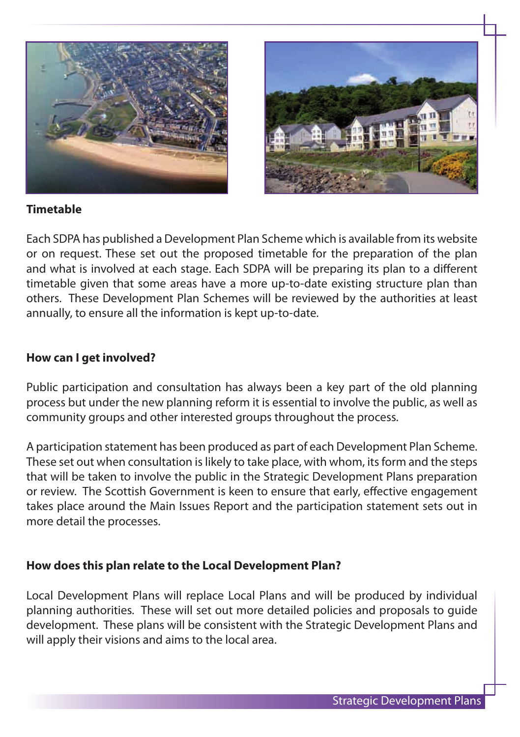## Timetable

Each SDPA has published a Development Plan Scheme which is available from its website or on request. These set out the proposed timetable for the preparation of the plan and what is involved at each stage. Each SDPA will be preparing its plan to a different timetable given that some areas have a more up-to-date existing structure plan than others. These Development Plan Schemes will be reviewed by the authorities at least annually, to ensure all the information is kept up-to-date.

## How can I get involved?

Public participation and consultation has always been a key part of the old planning process but under the new planning reform it is essential to involve the public, as well as community groups and other interested groups throughout the process.

A participation statement has been produced as part of each Development Plan Scheme. These set out when consultation is likely to take place, with whom, its form and the steps that will be taken to involve the public in the Strategic Development Plans preparation or review. The Scottish Government is keen to ensure that early, effective engagement takes place around the Main Issues Report and the participation statement sets out in more detail the processes.

## How does this plan relate to the Local Development Plan?

Local Development Plans will replace Local Plans and will be produced by individual planning authorities. These will set out more detailed policies and proposals to guide development. These plans will be consistent with the Strategic Development Plans and will apply their visions and aims to the local area.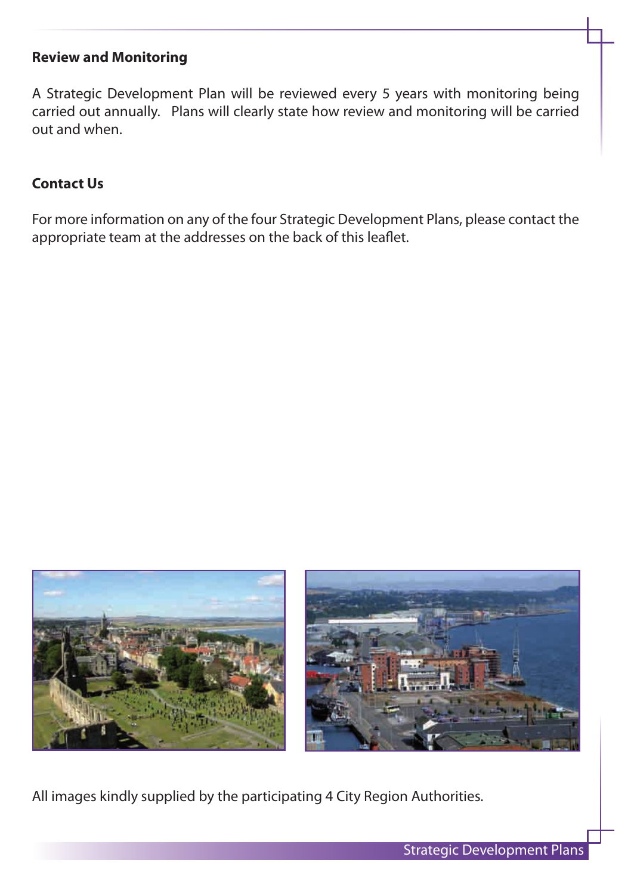## Review and Monitoring

A Strategic Development Plan will be reviewed every 5 years with monitoring being carried out annually. Plans will clearly state how review and monitoring will be carried out and when.

## Contact Us

For more information on any of the four Strategic Development Plans, please contact the appropriate team at the addresses on the back of this leaflet.

All images kindly supplied by the participating 4 City Region Authorities.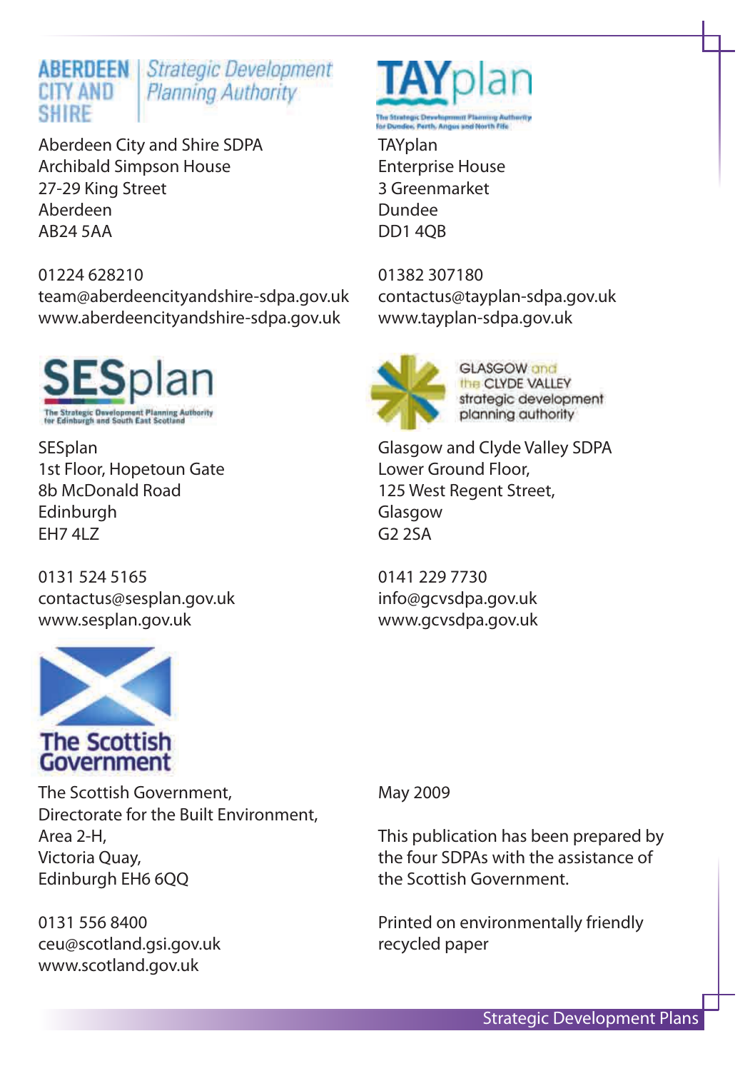ABERDEEN CITY AND SHIRE | Strategic Development Planning Authority

Aberdeen City and Shire SDPA
Archibald Simpson House
27-29 King Street
Aberdeen
AB24 5AA

01224 628210
team@aberdeencityandshire-sdpa.gov.uk
www.aberdeencityandshire-sdpa.gov.uk

TAYplan
The Strategic Development Planning Authority for Dundee, Perth, Angus and North Fife

TAYplan
Enterprise House
3 Greenmarket
Dundee
DD1 4QB

01382 307180
contactus@tayplan-sdpa.gov.uk
www.tayplan-sdpa.gov.uk

SESplan
The Strategic Development Planning Authority for Edinburgh and South East Scotland

SESplan
1st Floor, Hopetoun Gate
8b McDonald Road
Edinburgh
EH7 4LZ

0131 524 5165
contactus@sesplan.gov.uk
www.sesplan.gov.uk

GLASGOW and the CLYDE VALLEY strategic development planning authority

Glasgow and Clyde Valley SDPA
Lower Ground Floor,
125 West Regent Street,
Glasgow
G2 2SA

0141 229 7730
info@gcvsdpa.gov.uk
www.gcvsdpa.gov.uk

The Scottish Government

The Scottish Government,
Directorate for the Built Environment,
Area 2-H,
Victoria Quay,
Edinburgh EH6 6QQ

0131 556 8400
ceu@scotland.gsi.gov.uk
www.scotland.gov.uk

May 2009

This publication has been prepared by the four SDPAs with the assistance of the Scottish Government.

Printed on environmentally friendly recycled paper